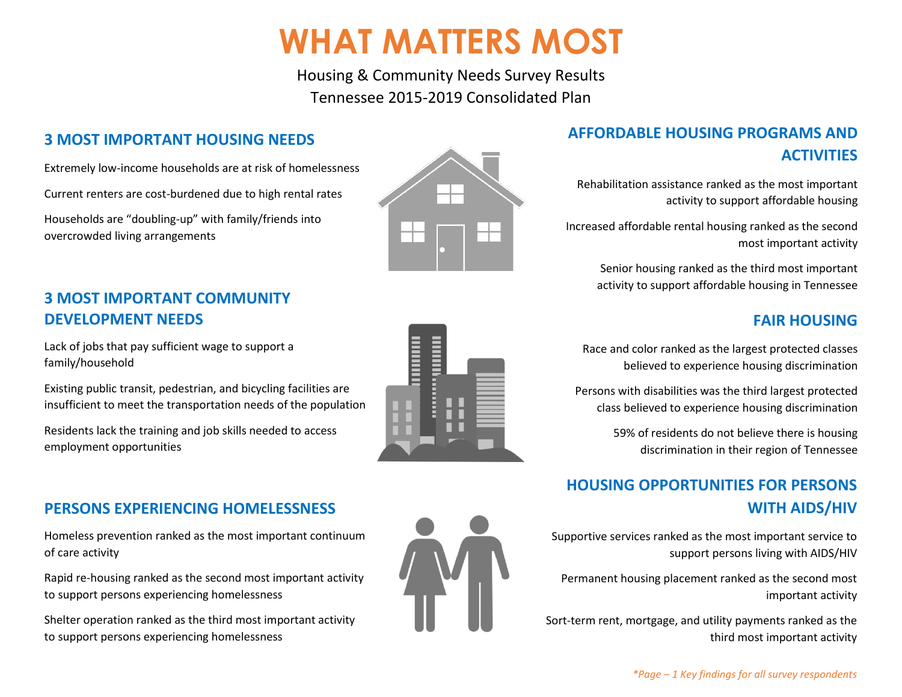# WHAT MATTERS MOST

Housing & Community Needs Survey Results
Tennessee 2015-2019 Consolidated Plan

## 3 MOST IMPORTANT HOUSING NEEDS

Extremely low-income households are at risk of homelessness

Current renters are cost-burdened due to high rental rates

Households are “doubling-up” with family/friends into overcrowded living arrangements

## 3 MOST IMPORTANT COMMUNITY DEVELOPMENT NEEDS

Lack of jobs that pay sufficient wage to support a family/household

Existing public transit, pedestrian, and bicycling facilities are insufficient to meet the transportation needs of the population

Residents lack the training and job skills needed to access employment opportunities

## PERSONS EXPERIENCING HOMELESSNESS

Homeless prevention ranked as the most important continuum of care activity

Rapid re-housing ranked as the second most important activity to support persons experiencing homelessness

Shelter operation ranked as the third most important activity to support persons experiencing homelessness

## AFFORDABLE HOUSING PROGRAMS AND ACTIVITIES

Rehabilitation assistance ranked as the most important activity to support affordable housing

Increased affordable rental housing ranked as the second most important activity

Senior housing ranked as the third most important activity to support affordable housing in Tennessee

## FAIR HOUSING

Race and color ranked as the largest protected classes believed to experience housing discrimination

Persons with disabilities was the third largest protected class believed to experience housing discrimination

59% of residents do not believe there is housing discrimination in their region of Tennessee

## HOUSING OPPORTUNITIES FOR PERSONS WITH AIDS/HIV

Supportive services ranked as the most important service to support persons living with AIDS/HIV

Permanent housing placement ranked as the second most important activity

Sort-term rent, mortgage, and utility payments ranked as the third most important activity

*\*Page – 1 Key findings for all survey respondents*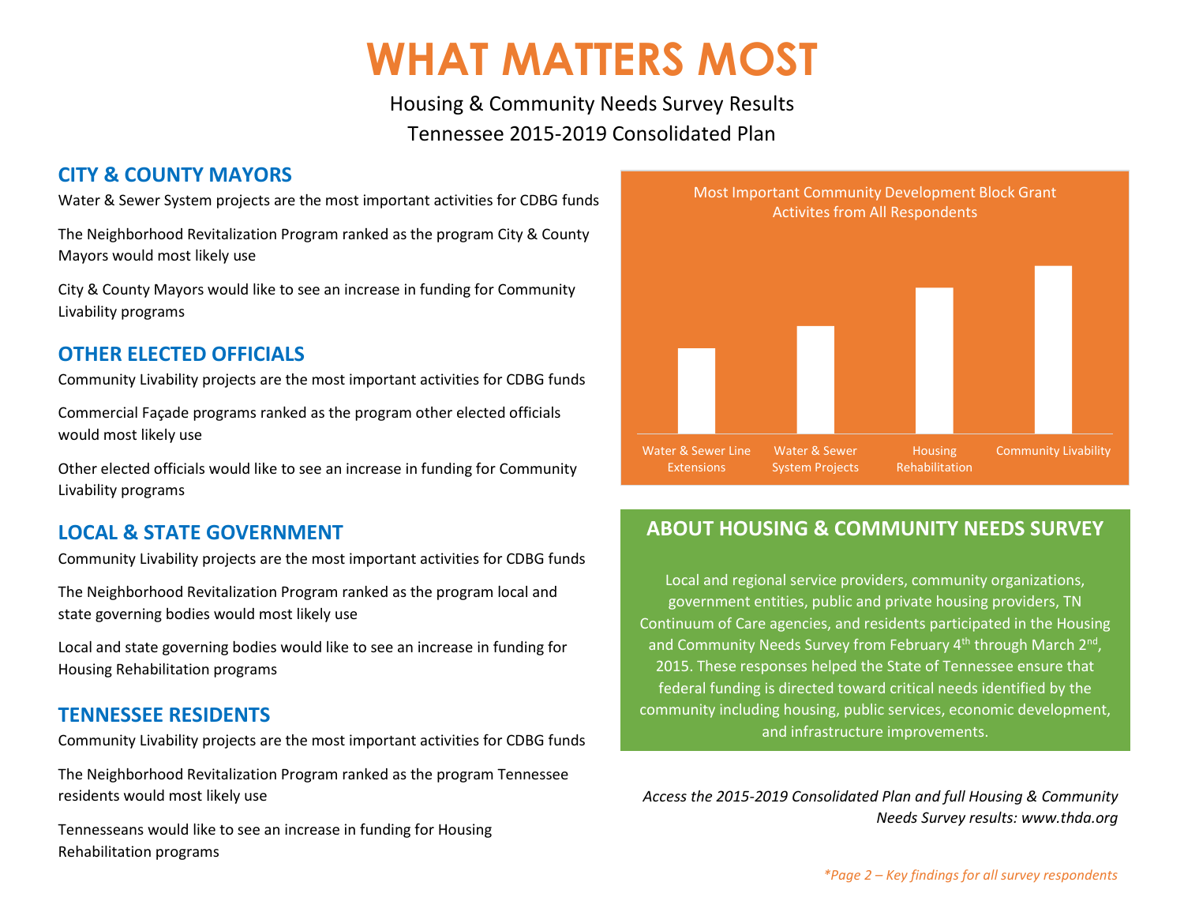# WHAT MATTERS MOST

Housing & Community Needs Survey Results
Tennessee 2015-2019 Consolidated Plan

## CITY & COUNTY MAYORS

Water & Sewer System projects are the most important activities for CDBG funds

The Neighborhood Revitalization Program ranked as the program City & County Mayors would most likely use

City & County Mayors would like to see an increase in funding for Community Livability programs

## OTHER ELECTED OFFICIALS

Community Livability projects are the most important activities for CDBG funds

Commercial Façade programs ranked as the program other elected officials would most likely use

Other elected officials would like to see an increase in funding for Community Livability programs

## LOCAL & STATE GOVERNMENT

Community Livability projects are the most important activities for CDBG funds

The Neighborhood Revitalization Program ranked as the program local and state governing bodies would most likely use

Local and state governing bodies would like to see an increase in funding for Housing Rehabilitation programs

## TENNESSEE RESIDENTS

Community Livability projects are the most important activities for CDBG funds

The Neighborhood Revitalization Program ranked as the program Tennessee residents would most likely use

Tennesseans would like to see an increase in funding for Housing Rehabilitation programs

Most Important Community Development Block Grant Activites from All Respondents

Water & Sewer Line Extensions
Water & Sewer System Projects
Housing Rehabilitation
Community Livability

## ABOUT HOUSING & COMMUNITY NEEDS SURVEY

Local and regional service providers, community organizations, government entities, public and private housing providers, TN Continuum of Care agencies, and residents participated in the Housing and Community Needs Survey from February 4th through March 2nd, 2015. These responses helped the State of Tennessee ensure that federal funding is directed toward critical needs identified by the community including housing, public services, economic development, and infrastructure improvements.

*Access the 2015-2019 Consolidated Plan and full Housing & Community Needs Survey results: www.thda.org*

*\*Page 2 – Key findings for all survey respondents*